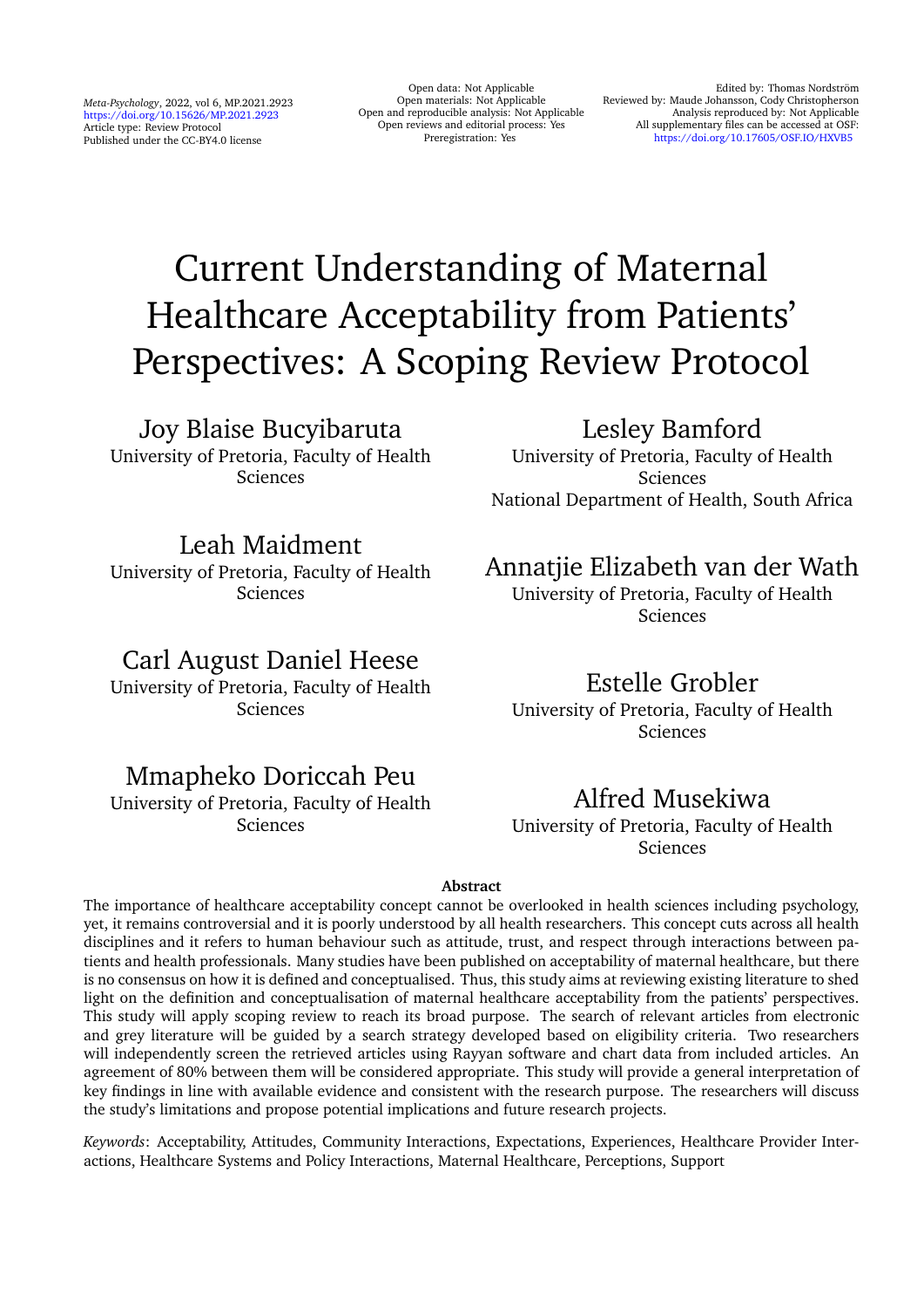Meta-Psychology, 2022, vol 6, MP.2021.2923
https://doi.org/10.15626/MP.2021.2923
Article type: Review Protocol
Published under the CC-BY4.0 license

Open data: Not Applicable
Open materials: Not Applicable
Open and reproducible analysis: Not Applicable
Open reviews and editorial process: Yes
Preregistration: Yes

Edited by: Thomas Nordström
Reviewed by: Maude Johansson, Cody Christopherson
Analysis reproduced by: Not Applicable
All supplementary files can be accessed at OSF:
https://doi.org/10.17605/OSF.IO/HXVB5

# Current Understanding of Maternal Healthcare Acceptability from Patients' Perspectives: A Scoping Review Protocol

**Joy Blaise Bucyibaruta**
University of Pretoria, Faculty of Health Sciences

**Lesley Bamford**
University of Pretoria, Faculty of Health Sciences
National Department of Health, South Africa

**Leah Maidment**
University of Pretoria, Faculty of Health Sciences

**Annatjie Elizabeth van der Wath**
University of Pretoria, Faculty of Health Sciences

**Carl August Daniel Heese**
University of Pretoria, Faculty of Health Sciences

**Estelle Grobler**
University of Pretoria, Faculty of Health Sciences

**Mmapheko Doriccah Peu**
University of Pretoria, Faculty of Health Sciences

**Alfred Musekiwa**
University of Pretoria, Faculty of Health Sciences

## Abstract

The importance of healthcare acceptability concept cannot be overlooked in health sciences including psychology, yet, it remains controversial and it is poorly understood by all health researchers. This concept cuts across all health disciplines and it refers to human behaviour such as attitude, trust, and respect through interactions between patients and health professionals. Many studies have been published on acceptability of maternal healthcare, but there is no consensus on how it is defined and conceptualised. Thus, this study aims at reviewing existing literature to shed light on the definition and conceptualisation of maternal healthcare acceptability from the patients' perspectives. This study will apply scoping review to reach its broad purpose. The search of relevant articles from electronic and grey literature will be guided by a search strategy developed based on eligibility criteria. Two researchers will independently screen the retrieved articles using Rayyan software and chart data from included articles. An agreement of 80% between them will be considered appropriate. This study will provide a general interpretation of key findings in line with available evidence and consistent with the research purpose. The researchers will discuss the study's limitations and propose potential implications and future research projects.

*Keywords*: Acceptability, Attitudes, Community Interactions, Expectations, Experiences, Healthcare Provider Interactions, Healthcare Systems and Policy Interactions, Maternal Healthcare, Perceptions, Support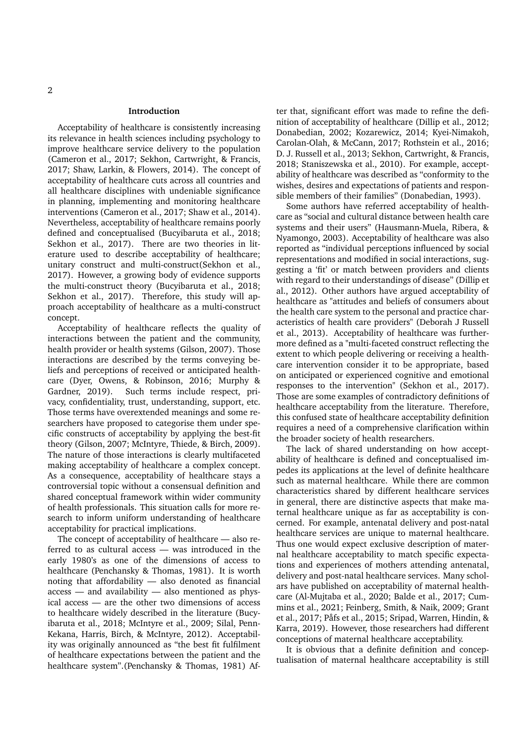## Introduction

Acceptability of healthcare is consistently increasing its relevance in health sciences including psychology to improve healthcare service delivery to the population (Cameron et al., 2017; Sekhon, Cartwright, & Francis, 2017; Shaw, Larkin, & Flowers, 2014). The concept of acceptability of healthcare cuts across all countries and all healthcare disciplines with undeniable significance in planning, implementing and monitoring healthcare interventions (Cameron et al., 2017; Shaw et al., 2014). Nevertheless, acceptability of healthcare remains poorly defined and conceptualised (Bucyibaruta et al., 2018; Sekhon et al., 2017). There are two theories in literature used to describe acceptability of healthcare; unitary construct and multi-construct(Sekhon et al., 2017). However, a growing body of evidence supports the multi-construct theory (Bucyibaruta et al., 2018; Sekhon et al., 2017). Therefore, this study will approach acceptability of healthcare as a multi-construct concept.

Acceptability of healthcare reflects the quality of interactions between the patient and the community, health provider or health systems (Gilson, 2007). Those interactions are described by the terms conveying beliefs and perceptions of received or anticipated healthcare (Dyer, Owens, & Robinson, 2016; Murphy & Gardner, 2019). Such terms include respect, privacy, confidentiality, trust, understanding, support, etc. Those terms have overextended meanings and some researchers have proposed to categorise them under specific constructs of acceptability by applying the best-fit theory (Gilson, 2007; McIntyre, Thiede, & Birch, 2009). The nature of those interactions is clearly multifaceted making acceptability of healthcare a complex concept. As a consequence, acceptability of healthcare stays a controversial topic without a consensual definition and shared conceptual framework within wider community of health professionals. This situation calls for more research to inform uniform understanding of healthcare acceptability for practical implications.

The concept of acceptability of healthcare — also referred to as cultural access — was introduced in the early 1980's as one of the dimensions of access to healthcare (Penchansky & Thomas, 1981). It is worth noting that affordability — also denoted as financial access — and availability — also mentioned as physical access — are the other two dimensions of access to healthcare widely described in the literature (Bucyibaruta et al., 2018; McIntyre et al., 2009; Silal, Penn-Kekana, Harris, Birch, & McIntyre, 2012). Acceptability was originally announced as "the best fit fulfilment of healthcare expectations between the patient and the healthcare system".(Penchansky & Thomas, 1981) After that, significant effort was made to refine the definition of acceptability of healthcare (Dillip et al., 2012; Donabedian, 2002; Kozarewicz, 2014; Kyei-Nimakoh, Carolan-Olah, & McCann, 2017; Rothstein et al., 2016; D. J. Russell et al., 2013; Sekhon, Cartwright, & Francis, 2018; Staniszewska et al., 2010). For example, acceptability of healthcare was described as "conformity to the wishes, desires and expectations of patients and responsible members of their families" (Donabedian, 1993).

Some authors have referred acceptability of healthcare as "social and cultural distance between health care systems and their users" (Hausmann-Muela, Ribera, & Nyamongo, 2003). Acceptability of healthcare was also reported as "individual perceptions influenced by social representations and modified in social interactions, suggesting a 'fit' or match between providers and clients with regard to their understandings of disease" (Dillip et al., 2012). Other authors have argued acceptability of healthcare as "attitudes and beliefs of consumers about the health care system to the personal and practice characteristics of health care providers" (Deborah J Russell et al., 2013). Acceptability of healthcare was furthermore defined as a "multi-faceted construct reflecting the extent to which people delivering or receiving a healthcare intervention consider it to be appropriate, based on anticipated or experienced cognitive and emotional responses to the intervention" (Sekhon et al., 2017). Those are some examples of contradictory definitions of healthcare acceptability from the literature. Therefore, this confused state of healthcare acceptability definition requires a need of a comprehensive clarification within the broader society of health researchers.

The lack of shared understanding on how acceptability of healthcare is defined and conceptualised impedes its applications at the level of definite healthcare such as maternal healthcare. While there are common characteristics shared by different healthcare services in general, there are distinctive aspects that make maternal healthcare unique as far as acceptability is concerned. For example, antenatal delivery and post-natal healthcare services are unique to maternal healthcare. Thus one would expect exclusive description of maternal healthcare acceptability to match specific expectations and experiences of mothers attending antenatal, delivery and post-natal healthcare services. Many scholars have published on acceptability of maternal healthcare (Al-Mujtaba et al., 2020; Balde et al., 2017; Cummins et al., 2021; Feinberg, Smith, & Naik, 2009; Grant et al., 2017; Påfs et al., 2015; Sripad, Warren, Hindin, & Karra, 2019). However, those researchers had different conceptions of maternal healthcare acceptability.

It is obvious that a definite definition and conceptualisation of maternal healthcare acceptability is still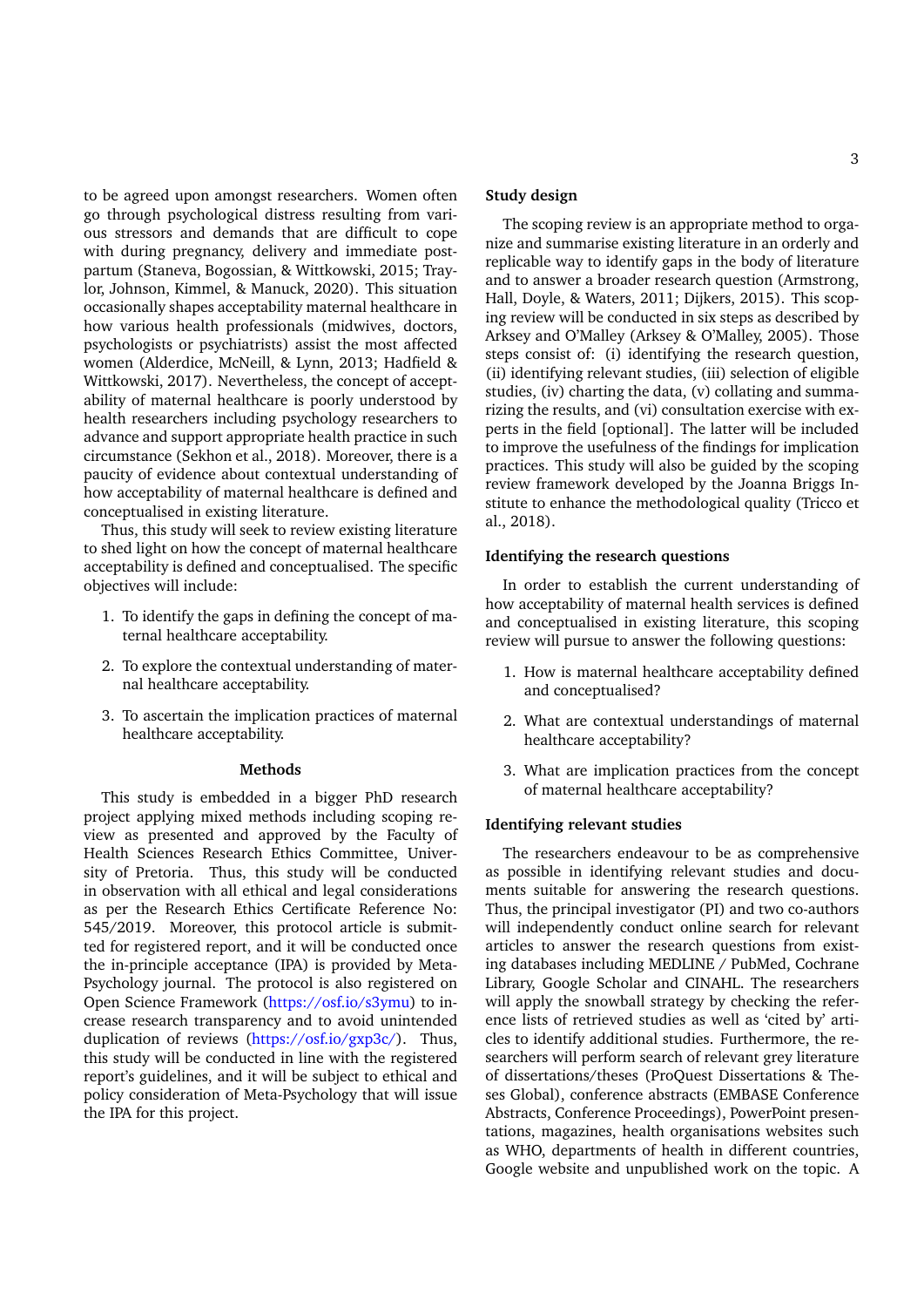to be agreed upon amongst researchers. Women often go through psychological distress resulting from various stressors and demands that are difficult to cope with during pregnancy, delivery and immediate postpartum (Staneva, Bogossian, & Wittkowski, 2015; Traylor, Johnson, Kimmel, & Manuck, 2020). This situation occasionally shapes acceptability maternal healthcare in how various health professionals (midwives, doctors, psychologists or psychiatrists) assist the most affected women (Alderdice, McNeill, & Lynn, 2013; Hadfield & Wittkowski, 2017). Nevertheless, the concept of acceptability of maternal healthcare is poorly understood by health researchers including psychology researchers to advance and support appropriate health practice in such circumstance (Sekhon et al., 2018). Moreover, there is a paucity of evidence about contextual understanding of how acceptability of maternal healthcare is defined and conceptualised in existing literature.

Thus, this study will seek to review existing literature to shed light on how the concept of maternal healthcare acceptability is defined and conceptualised. The specific objectives will include:

1. To identify the gaps in defining the concept of maternal healthcare acceptability.
2. To explore the contextual understanding of maternal healthcare acceptability.
3. To ascertain the implication practices of maternal healthcare acceptability.

## Methods

This study is embedded in a bigger PhD research project applying mixed methods including scoping review as presented and approved by the Faculty of Health Sciences Research Ethics Committee, University of Pretoria. Thus, this study will be conducted in observation with all ethical and legal considerations as per the Research Ethics Certificate Reference No: 545/2019. Moreover, this protocol article is submitted for registered report, and it will be conducted once the in-principle acceptance (IPA) is provided by Meta-Psychology journal. The protocol is also registered on Open Science Framework (https://osf.io/s3ymu) to increase research transparency and to avoid unintended duplication of reviews (https://osf.io/gxp3c/). Thus, this study will be conducted in line with the registered report's guidelines, and it will be subject to ethical and policy consideration of Meta-Psychology that will issue the IPA for this project.

### Study design

The scoping review is an appropriate method to organize and summarise existing literature in an orderly and replicable way to identify gaps in the body of literature and to answer a broader research question (Armstrong, Hall, Doyle, & Waters, 2011; Dijkers, 2015). This scoping review will be conducted in six steps as described by Arksey and O'Malley (Arksey & O'Malley, 2005). Those steps consist of: (i) identifying the research question, (ii) identifying relevant studies, (iii) selection of eligible studies, (iv) charting the data, (v) collating and summarizing the results, and (vi) consultation exercise with experts in the field [optional]. The latter will be included to improve the usefulness of the findings for implication practices. This study will also be guided by the scoping review framework developed by the Joanna Briggs Institute to enhance the methodological quality (Tricco et al., 2018).

### Identifying the research questions

In order to establish the current understanding of how acceptability of maternal health services is defined and conceptualised in existing literature, this scoping review will pursue to answer the following questions:

1. How is maternal healthcare acceptability defined and conceptualised?
2. What are contextual understandings of maternal healthcare acceptability?
3. What are implication practices from the concept of maternal healthcare acceptability?

### Identifying relevant studies

The researchers endeavour to be as comprehensive as possible in identifying relevant studies and documents suitable for answering the research questions. Thus, the principal investigator (PI) and two co-authors will independently conduct online search for relevant articles to answer the research questions from existing databases including MEDLINE / PubMed, Cochrane Library, Google Scholar and CINAHL. The researchers will apply the snowball strategy by checking the reference lists of retrieved studies as well as 'cited by' articles to identify additional studies. Furthermore, the researchers will perform search of relevant grey literature of dissertations/theses (ProQuest Dissertations & Theses Global), conference abstracts (EMBASE Conference Abstracts, Conference Proceedings), PowerPoint presentations, magazines, health organisations websites such as WHO, departments of health in different countries, Google website and unpublished work on the topic. A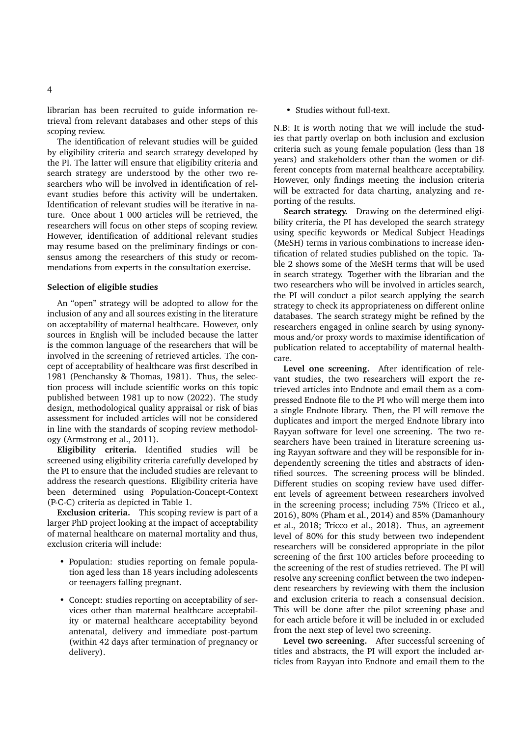librarian has been recruited to guide information retrieval from relevant databases and other steps of this scoping review.

The identification of relevant studies will be guided by eligibility criteria and search strategy developed by the PI. The latter will ensure that eligibility criteria and search strategy are understood by the other two researchers who will be involved in identification of relevant studies before this activity will be undertaken. Identification of relevant studies will be iterative in nature. Once about 1 000 articles will be retrieved, the researchers will focus on other steps of scoping review. However, identification of additional relevant studies may resume based on the preliminary findings or consensus among the researchers of this study or recommendations from experts in the consultation exercise.

### Selection of eligible studies

An "open" strategy will be adopted to allow for the inclusion of any and all sources existing in the literature on acceptability of maternal healthcare. However, only sources in English will be included because the latter is the common language of the researchers that will be involved in the screening of retrieved articles. The concept of acceptability of healthcare was first described in 1981 (Penchansky & Thomas, 1981). Thus, the selection process will include scientific works on this topic published between 1981 up to now (2022). The study design, methodological quality appraisal or risk of bias assessment for included articles will not be considered in line with the standards of scoping review methodology (Armstrong et al., 2011).

**Eligibility criteria.** Identified studies will be screened using eligibility criteria carefully developed by the PI to ensure that the included studies are relevant to address the research questions. Eligibility criteria have been determined using Population-Concept-Context (P-C-C) criteria as depicted in Table 1.

**Exclusion criteria.** This scoping review is part of a larger PhD project looking at the impact of acceptability of maternal healthcare on maternal mortality and thus, exclusion criteria will include:

- Population: studies reporting on female population aged less than 18 years including adolescents or teenagers falling pregnant.
- Concept: studies reporting on acceptability of services other than maternal healthcare acceptability or maternal healthcare acceptability beyond antenatal, delivery and immediate post-partum (within 42 days after termination of pregnancy or delivery).
- Studies without full-text.

N.B: It is worth noting that we will include the studies that partly overlap on both inclusion and exclusion criteria such as young female population (less than 18 years) and stakeholders other than the women or different concepts from maternal healthcare acceptability. However, only findings meeting the inclusion criteria will be extracted for data charting, analyzing and reporting of the results.

**Search strategy.** Drawing on the determined eligibility criteria, the PI has developed the search strategy using specific keywords or Medical Subject Headings (MeSH) terms in various combinations to increase identification of related studies published on the topic. Table 2 shows some of the MeSH terms that will be used in search strategy. Together with the librarian and the two researchers who will be involved in articles search, the PI will conduct a pilot search applying the search strategy to check its appropriateness on different online databases. The search strategy might be refined by the researchers engaged in online search by using synonymous and/or proxy words to maximise identification of publication related to acceptability of maternal healthcare.

**Level one screening.** After identification of relevant studies, the two researchers will export the retrieved articles into Endnote and email them as a compressed Endnote file to the PI who will merge them into a single Endnote library. Then, the PI will remove the duplicates and import the merged Endnote library into Rayyan software for level one screening. The two researchers have been trained in literature screening using Rayyan software and they will be responsible for independently screening the titles and abstracts of identified sources. The screening process will be blinded. Different studies on scoping review have used different levels of agreement between researchers involved in the screening process; including 75% (Tricco et al., 2016), 80% (Pham et al., 2014) and 85% (Damanhoury et al., 2018; Tricco et al., 2018). Thus, an agreement level of 80% for this study between two independent researchers will be considered appropriate in the pilot screening of the first 100 articles before proceeding to the screening of the rest of studies retrieved. The PI will resolve any screening conflict between the two independent researchers by reviewing with them the inclusion and exclusion criteria to reach a consensual decision. This will be done after the pilot screening phase and for each article before it will be included in or excluded from the next step of level two screening.

**Level two screening.** After successful screening of titles and abstracts, the PI will export the included articles from Rayyan into Endnote and email them to the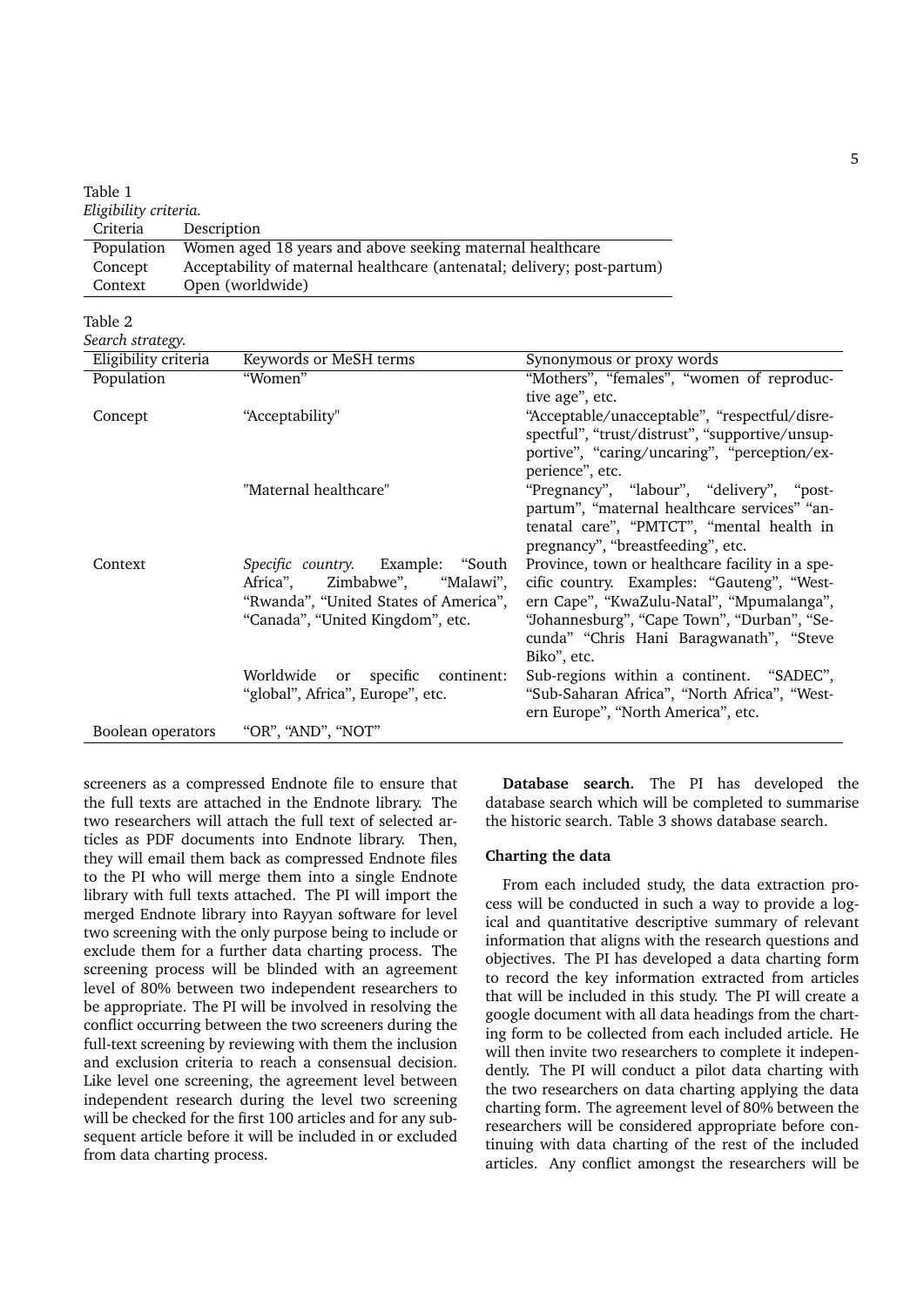Table 1
*Eligibility criteria.*

| Criteria | Description |
|---|---|
| Population | Women aged 18 years and above seeking maternal healthcare |
| Concept | Acceptability of maternal healthcare (antenatal; delivery; post-partum) |
| Context | Open (worldwide) |

Table 2
*Search strategy.*

| Eligibility criteria | Keywords or MeSH terms | Synonymous or proxy words |
|---|---|---|
| Population | "Women" | "Mothers", "females", "women of reproductive age", etc. |
| Concept | "Acceptability" | "Acceptable/unacceptable", "respectful/disrespectful", "trust/distrust", "supportive/unsupportive", "caring/uncaring", "perception/experience", etc. |
| | "Maternal healthcare" | "Pregnancy", "labour", "delivery", "post-partum", "maternal healthcare services" "antenatal care", "PMTCT", "mental health in pregnancy", "breastfeeding", etc. |
| Context | *Specific country.* Example: "South Africa", Zimbabwe", "Malawi", "Rwanda", "United States of America", "Canada", "United Kingdom", etc. | Province, town or healthcare facility in a specific country. Examples: "Gauteng", "Western Cape", "KwaZulu-Natal", "Mpumalanga", "Johannesburg", "Cape Town", "Durban", "Secunda" "Chris Hani Baragwanath", "Steve Biko", etc. |
| | Worldwide or specific continent: "global", Africa", Europe", etc. | Sub-regions within a continent. "SADEC", "Sub-Saharan Africa", "North Africa", "Western Europe", "North America", etc. |
| Boolean operators | "OR", "AND", "NOT" | |

screeners as a compressed Endnote file to ensure that the full texts are attached in the Endnote library. The two researchers will attach the full text of selected articles as PDF documents into Endnote library. Then, they will email them back as compressed Endnote files to the PI who will merge them into a single Endnote library with full texts attached. The PI will import the merged Endnote library into Rayyan software for level two screening with the only purpose being to include or exclude them for a further data charting process. The screening process will be blinded with an agreement level of 80% between two independent researchers to be appropriate. The PI will be involved in resolving the conflict occurring between the two screeners during the full-text screening by reviewing with them the inclusion and exclusion criteria to reach a consensual decision. Like level one screening, the agreement level between independent research during the level two screening will be checked for the first 100 articles and for any subsequent article before it will be included in or excluded from data charting process.

**Database search.** The PI has developed the database search which will be completed to summarise the historic search. Table 3 shows database search.

### Charting the data

From each included study, the data extraction process will be conducted in such a way to provide a logical and quantitative descriptive summary of relevant information that aligns with the research questions and objectives. The PI has developed a data charting form to record the key information extracted from articles that will be included in this study. The PI will create a google document with all data headings from the charting form to be collected from each included article. He will then invite two researchers to complete it independently. The PI will conduct a pilot data charting with the two researchers on data charting applying the data charting form. The agreement level of 80% between the researchers will be considered appropriate before continuing with data charting of the rest of the included articles. Any conflict amongst the researchers will be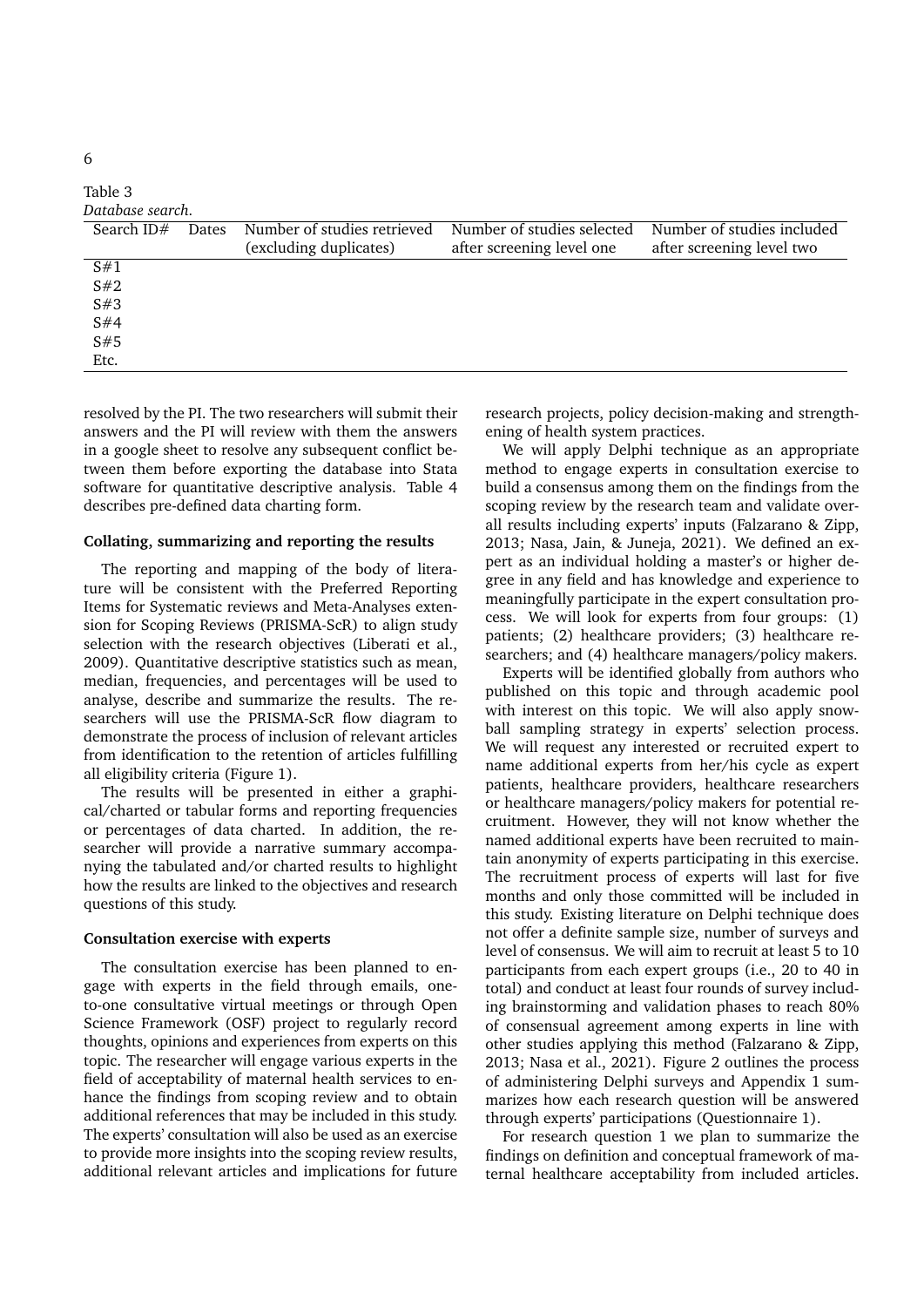Table 3
*Database search.*

| Search ID# | Dates | Number of studies retrieved (excluding duplicates) | Number of studies selected after screening level one | Number of studies included after screening level two |
|---|---|---|---|---|
| S#1 | | | | |
| S#2 | | | | |
| S#3 | | | | |
| S#4 | | | | |
| S#5 | | | | |
| Etc. | | | | |

resolved by the PI. The two researchers will submit their answers and the PI will review with them the answers in a google sheet to resolve any subsequent conflict between them before exporting the database into Stata software for quantitative descriptive analysis. Table 4 describes pre-defined data charting form.

### Collating, summarizing and reporting the results

The reporting and mapping of the body of literature will be consistent with the Preferred Reporting Items for Systematic reviews and Meta-Analyses extension for Scoping Reviews (PRISMA-ScR) to align study selection with the research objectives (Liberati et al., 2009). Quantitative descriptive statistics such as mean, median, frequencies, and percentages will be used to analyse, describe and summarize the results. The researchers will use the PRISMA-ScR flow diagram to demonstrate the process of inclusion of relevant articles from identification to the retention of articles fulfilling all eligibility criteria (Figure 1).

The results will be presented in either a graphical/charted or tabular forms and reporting frequencies or percentages of data charted. In addition, the researcher will provide a narrative summary accompanying the tabulated and/or charted results to highlight how the results are linked to the objectives and research questions of this study.

### Consultation exercise with experts

The consultation exercise has been planned to engage with experts in the field through emails, one-to-one consultative virtual meetings or through Open Science Framework (OSF) project to regularly record thoughts, opinions and experiences from experts on this topic. The researcher will engage various experts in the field of acceptability of maternal health services to enhance the findings from scoping review and to obtain additional references that may be included in this study. The experts' consultation will also be used as an exercise to provide more insights into the scoping review results, additional relevant articles and implications for future research projects, policy decision-making and strengthening of health system practices.

We will apply Delphi technique as an appropriate method to engage experts in consultation exercise to build a consensus among them on the findings from the scoping review by the research team and validate overall results including experts' inputs (Falzarano & Zipp, 2013; Nasa, Jain, & Juneja, 2021). We defined an expert as an individual holding a master's or higher degree in any field and has knowledge and experience to meaningfully participate in the expert consultation process. We will look for experts from four groups: (1) patients; (2) healthcare providers; (3) healthcare researchers; and (4) healthcare managers/policy makers.

Experts will be identified globally from authors who published on this topic and through academic pool with interest on this topic. We will also apply snowball sampling strategy in experts' selection process. We will request any interested or recruited expert to name additional experts from her/his cycle as expert patients, healthcare providers, healthcare researchers or healthcare managers/policy makers for potential recruitment. However, they will not know whether the named additional experts have been recruited to maintain anonymity of experts participating in this exercise. The recruitment process of experts will last for five months and only those committed will be included in this study. Existing literature on Delphi technique does not offer a definite sample size, number of surveys and level of consensus. We will aim to recruit at least 5 to 10 participants from each expert groups (i.e., 20 to 40 in total) and conduct at least four rounds of survey including brainstorming and validation phases to reach 80% of consensual agreement among experts in line with other studies applying this method (Falzarano & Zipp, 2013; Nasa et al., 2021). Figure 2 outlines the process of administering Delphi surveys and Appendix 1 summarizes how each research question will be answered through experts' participations (Questionnaire 1).

For research question 1 we plan to summarize the findings on definition and conceptual framework of maternal healthcare acceptability from included articles.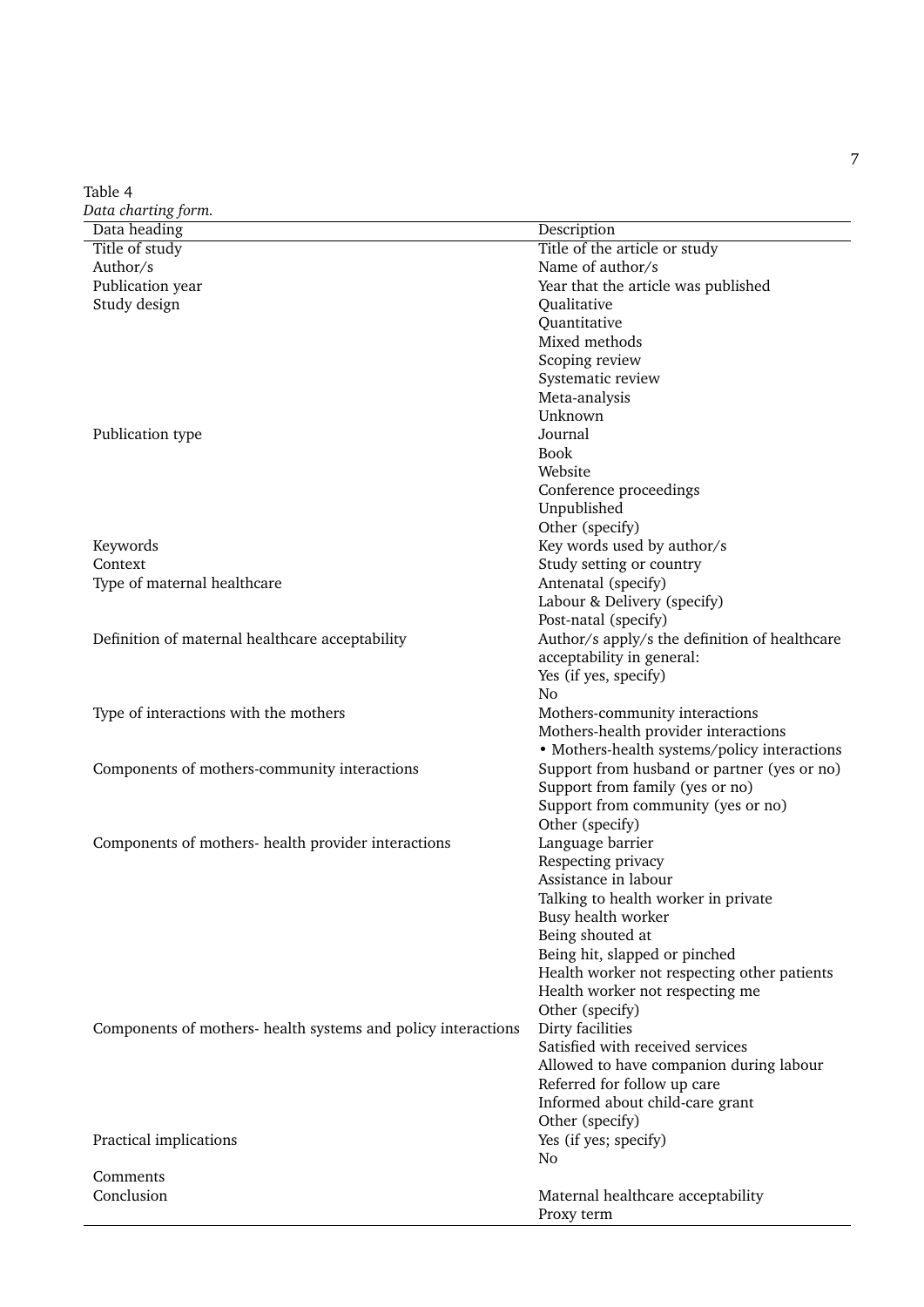Table 4
*Data charting form.*

| Data heading | Description |
|---|---|
| Title of study | Title of the article or study |
| Author/s | Name of author/s |
| Publication year | Year that the article was published |
| Study design | Qualitative<br>Quantitative<br>Mixed methods<br>Scoping review<br>Systematic review<br>Meta-analysis<br>Unknown |
| Publication type | Journal<br>Book<br>Website<br>Conference proceedings<br>Unpublished<br>Other (specify) |
| Keywords | Key words used by author/s |
| Context | Study setting or country |
| Type of maternal healthcare | Antenatal (specify)<br>Labour & Delivery (specify)<br>Post-natal (specify) |
| Definition of maternal healthcare acceptability | Author/s apply/s the definition of healthcare acceptability in general:<br>Yes (if yes, specify)<br>No |
| Type of interactions with the mothers | Mothers-community interactions<br>Mothers-health provider interactions<br>• Mothers-health systems/policy interactions |
| Components of mothers-community interactions | Support from husband or partner (yes or no)<br>Support from family (yes or no)<br>Support from community (yes or no)<br>Other (specify) |
| Components of mothers- health provider interactions | Language barrier<br>Respecting privacy<br>Assistance in labour<br>Talking to health worker in private<br>Busy health worker<br>Being shouted at<br>Being hit, slapped or pinched<br>Health worker not respecting other patients<br>Health worker not respecting me<br>Other (specify) |
| Components of mothers- health systems and policy interactions | Dirty facilities<br>Satisfied with received services<br>Allowed to have companion during labour<br>Referred for follow up care<br>Informed about child-care grant<br>Other (specify) |
| Practical implications | Yes (if yes; specify)<br>No |
| Comments | |
| Conclusion | Maternal healthcare acceptability<br>Proxy term |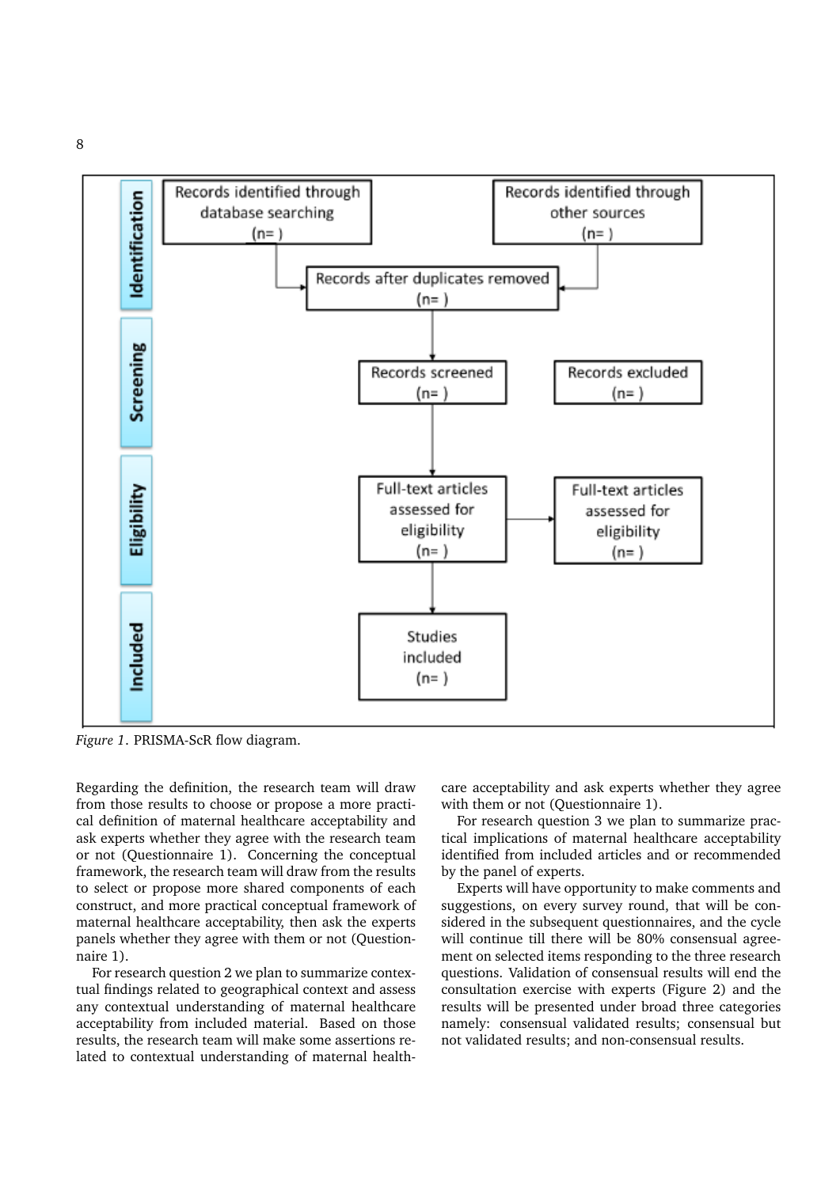**Identification**

- Records identified through database searching (n= )
- Records identified through other sources (n= )
- Records after duplicates removed (n= )

**Screening**

- Records screened (n= )
- Records excluded (n= )

**Eligibility**

- Full-text articles assessed for eligibility (n= )
- Full-text articles assessed for eligibility (n= )

**Included**

- Studies included (n= )

*Figure 1*. PRISMA-ScR flow diagram.

Regarding the definition, the research team will draw from those results to choose or propose a more practical definition of maternal healthcare acceptability and ask experts whether they agree with the research team or not (Questionnaire 1). Concerning the conceptual framework, the research team will draw from the results to select or propose more shared components of each construct, and more practical conceptual framework of maternal healthcare acceptability, then ask the experts panels whether they agree with them or not (Questionnaire 1).

For research question 2 we plan to summarize contextual findings related to geographical context and assess any contextual understanding of maternal healthcare acceptability from included material. Based on those results, the research team will make some assertions related to contextual understanding of maternal healthcare acceptability and ask experts whether they agree with them or not (Questionnaire 1).

For research question 3 we plan to summarize practical implications of maternal healthcare acceptability identified from included articles and or recommended by the panel of experts.

Experts will have opportunity to make comments and suggestions, on every survey round, that will be considered in the subsequent questionnaires, and the cycle will continue till there will be 80% consensual agreement on selected items responding to the three research questions. Validation of consensual results will end the consultation exercise with experts (Figure 2) and the results will be presented under broad three categories namely: consensual validated results; consensual but not validated results; and non-consensual results.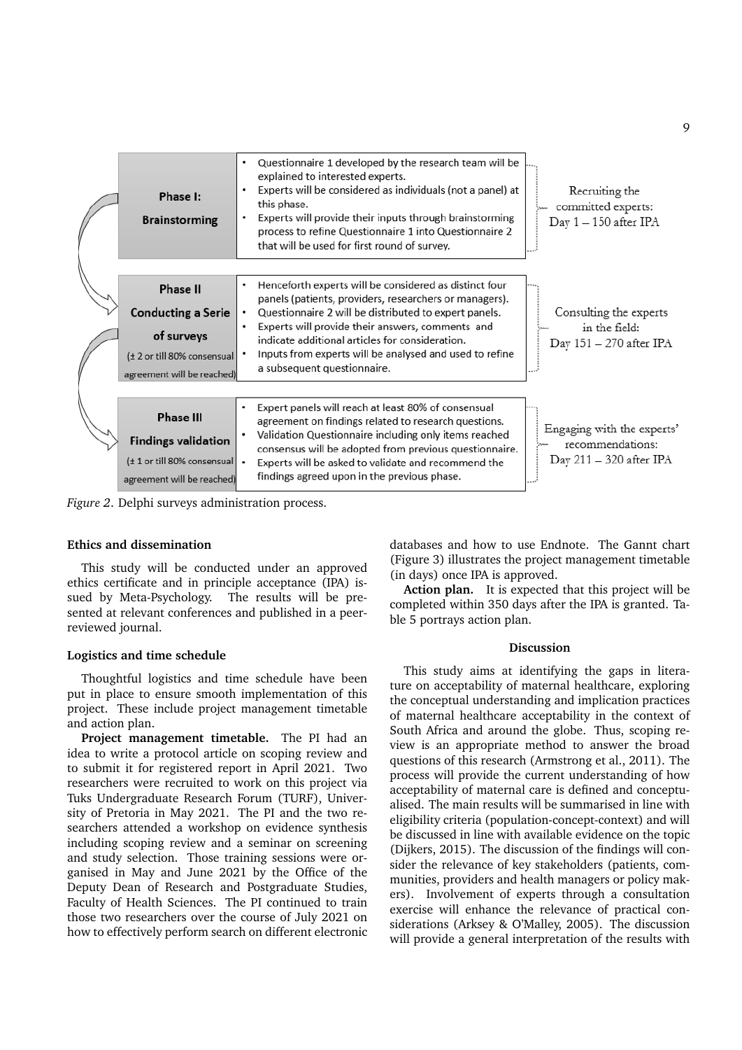| Phase | Activities | Timeline |
|---|---|---|
| **Phase I: Brainstorming** | • Questionnaire 1 developed by the research team will be explained to interested experts. • Experts will be considered as individuals (not a panel) at this phase. • Experts will provide their inputs through brainstorming process to refine Questionnaire 1 into Questionnaire 2 that will be used for first round of survey. | Recruiting the committed experts: Day 1 – 150 after IPA |
| **Phase II Conducting a Serie of surveys** (± 2 or till 80% consensual agreement will be reached) | • Henceforth experts will be considered as distinct four panels (patients, providers, researchers or managers). • Questionnaire 2 will be distributed to expert panels. • Experts will provide their answers, comments and indicate additional articles for consideration. • Inputs from experts will be analysed and used to refine a subsequent questionnaire. | Consulting the experts in the field: Day 151 – 270 after IPA |
| **Phase III Findings validation** (± 1 or till 80% consensual agreement will be reached) | • Expert panels will reach at least 80% of consensual agreement on findings related to research questions. • Validation Questionnaire including only items reached consensus will be adopted from previous questionnaire. • Experts will be asked to validate and recommend the findings agreed upon in the previous phase. | Engaging with the experts' recommendations: Day 211 – 320 after IPA |

*Figure 2*. Delphi surveys administration process.

### Ethics and dissemination

This study will be conducted under an approved ethics certificate and in principle acceptance (IPA) issued by Meta-Psychology. The results will be presented at relevant conferences and published in a peer-reviewed journal.

### Logistics and time schedule

Thoughtful logistics and time schedule have been put in place to ensure smooth implementation of this project. These include project management timetable and action plan.

**Project management timetable.** The PI had an idea to write a protocol article on scoping review and to submit it for registered report in April 2021. Two researchers were recruited to work on this project via Tuks Undergraduate Research Forum (TURF), University of Pretoria in May 2021. The PI and the two researchers attended a workshop on evidence synthesis including scoping review and a seminar on screening and study selection. Those training sessions were organised in May and June 2021 by the Office of the Deputy Dean of Research and Postgraduate Studies, Faculty of Health Sciences. The PI continued to train those two researchers over the course of July 2021 on how to effectively perform search on different electronic databases and how to use Endnote. The Gannt chart (Figure 3) illustrates the project management timetable (in days) once IPA is approved.

**Action plan.** It is expected that this project will be completed within 350 days after the IPA is granted. Table 5 portrays action plan.

## Discussion

This study aims at identifying the gaps in literature on acceptability of maternal healthcare, exploring the conceptual understanding and implication practices of maternal healthcare acceptability in the context of South Africa and around the globe. Thus, scoping review is an appropriate method to answer the broad questions of this research (Armstrong et al., 2011). The process will provide the current understanding of how acceptability of maternal care is defined and conceptualised. The main results will be summarised in line with eligibility criteria (population-concept-context) and will be discussed in line with available evidence on the topic (Dijkers, 2015). The discussion of the findings will consider the relevance of key stakeholders (patients, communities, providers and health managers or policy makers). Involvement of experts through a consultation exercise will enhance the relevance of practical considerations (Arksey & O'Malley, 2005). The discussion will provide a general interpretation of the results with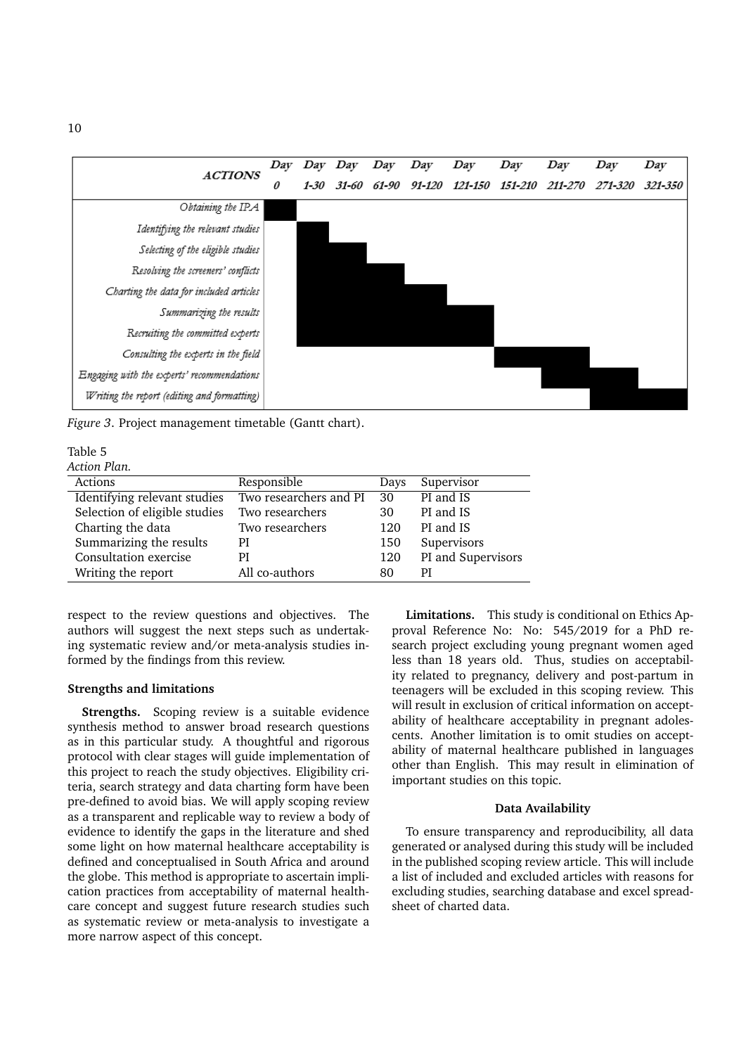| ACTIONS | Day 0 | Day 1-30 | Day 31-60 | Day 61-90 | Day 91-120 | Day 121-150 | Day 151-210 | Day 211-270 | Day 271-320 | Day 321-350 |
|---|---|---|---|---|---|---|---|---|---|---|
| Obtaining the IPA | ■ | | | | | | | | | |
| Identifying the relevant studies | | ■ | | | | | | | | |
| Selecting of the eligible studies | | ■ | ■ | | | | | | | |
| Resolving the screeners' conflicts | | ■ | ■ | ■ | | | | | | |
| Charting the data for included articles | | ■ | ■ | ■ | ■ | | | | | |
| Summarizing the results | | ■ | ■ | ■ | ■ | ■ | | | | |
| Recruiting the committed experts | | ■ | ■ | ■ | ■ | ■ | | | | |
| Consulting the experts in the field | | | | | | | ■ | | | |
| Engaging with the experts' recommendations | | | | | | | | ■ | ■ | |
| Writing the report (editing and formatting) | | | | | | | | | ■ | ■ |

*Figure 3*. Project management timetable (Gantt chart).

Table 5

*Action Plan.*

| Actions | Responsible | Days | Supervisor |
|---|---|---|---|
| Identifying relevant studies | Two researchers and PI | 30 | PI and IS |
| Selection of eligible studies | Two researchers | 30 | PI and IS |
| Charting the data | Two researchers | 120 | PI and IS |
| Summarizing the results | PI | 150 | Supervisors |
| Consultation exercise | PI | 120 | PI and Supervisors |
| Writing the report | All co-authors | 80 | PI |

respect to the review questions and objectives. The authors will suggest the next steps such as undertaking systematic review and/or meta-analysis studies informed by the findings from this review.

### Strengths and limitations

**Strengths.** Scoping review is a suitable evidence synthesis method to answer broad research questions as in this particular study. A thoughtful and rigorous protocol with clear stages will guide implementation of this project to reach the study objectives. Eligibility criteria, search strategy and data charting form have been pre-defined to avoid bias. We will apply scoping review as a transparent and replicable way to review a body of evidence to identify the gaps in the literature and shed some light on how maternal healthcare acceptability is defined and conceptualised in South Africa and around the globe. This method is appropriate to ascertain implication practices from acceptability of maternal healthcare concept and suggest future research studies such as systematic review or meta-analysis to investigate a more narrow aspect of this concept.

**Limitations.** This study is conditional on Ethics Approval Reference No: No: 545/2019 for a PhD research project excluding young pregnant women aged less than 18 years old. Thus, studies on acceptability related to pregnancy, delivery and post-partum in teenagers will be excluded in this scoping review. This will result in exclusion of critical information on acceptability of healthcare acceptability in pregnant adolescents. Another limitation is to omit studies on acceptability of maternal healthcare published in languages other than English. This may result in elimination of important studies on this topic.

## Data Availability

To ensure transparency and reproducibility, all data generated or analysed during this study will be included in the published scoping review article. This will include a list of included and excluded articles with reasons for excluding studies, searching database and excel spreadsheet of charted data.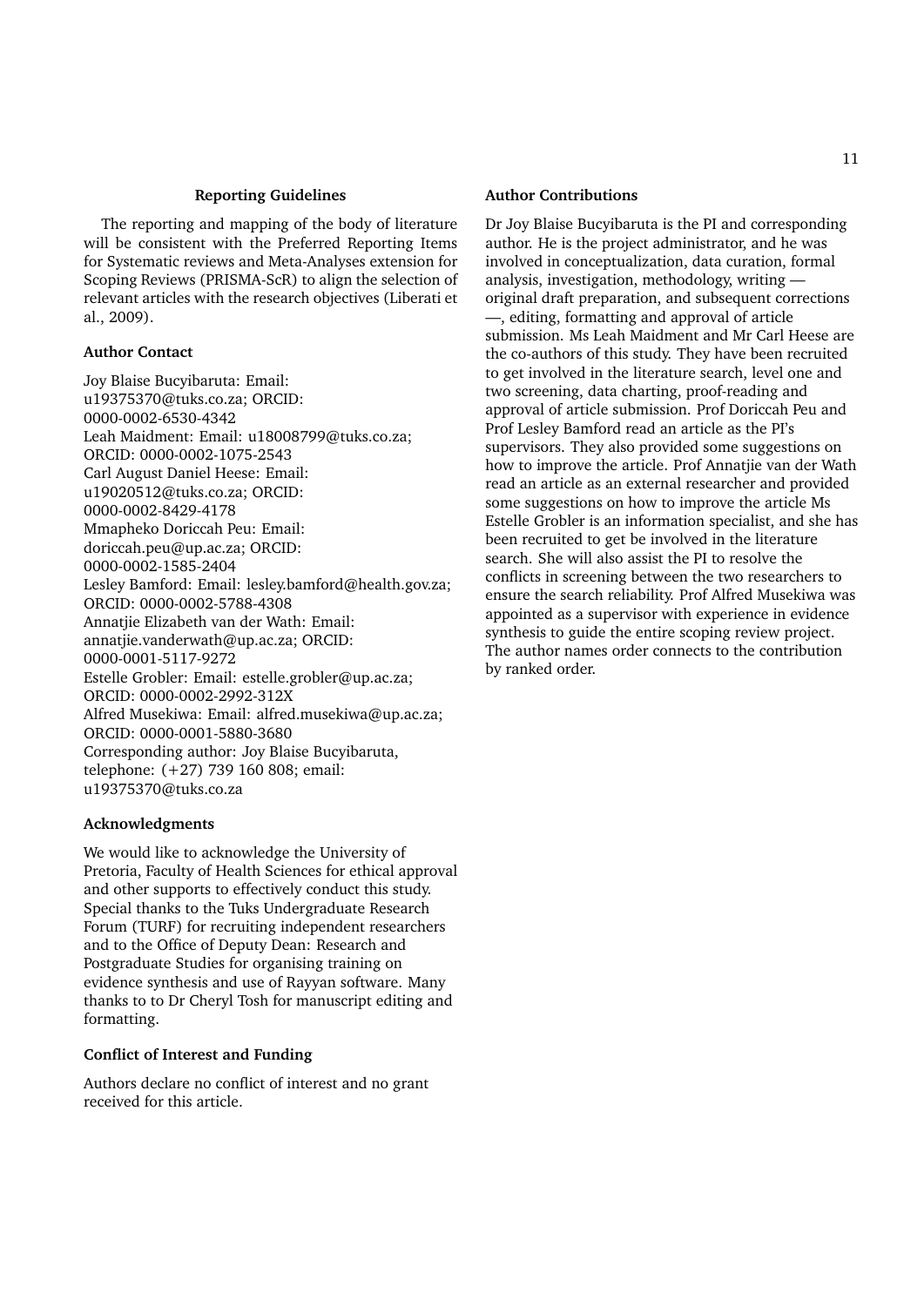## Reporting Guidelines

The reporting and mapping of the body of literature will be consistent with the Preferred Reporting Items for Systematic reviews and Meta-Analyses extension for Scoping Reviews (PRISMA-ScR) to align the selection of relevant articles with the research objectives (Liberati et al., 2009).

## Author Contact

Joy Blaise Bucyibaruta: Email: u19375370@tuks.co.za; ORCID: 0000-0002-6530-4342
Leah Maidment: Email: u18008799@tuks.co.za; ORCID: 0000-0002-1075-2543
Carl August Daniel Heese: Email: u19020512@tuks.co.za; ORCID: 0000-0002-8429-4178
Mmapheko Doriccah Peu: Email: doriccah.peu@up.ac.za; ORCID: 0000-0002-1585-2404
Lesley Bamford: Email: lesley.bamford@health.gov.za; ORCID: 0000-0002-5788-4308
Annatjie Elizabeth van der Wath: Email: annatjie.vanderwath@up.ac.za; ORCID: 0000-0001-5117-9272
Estelle Grobler: Email: estelle.grobler@up.ac.za; ORCID: 0000-0002-2992-312X
Alfred Musekiwa: Email: alfred.musekiwa@up.ac.za; ORCID: 0000-0001-5880-3680
Corresponding author: Joy Blaise Bucyibaruta, telephone: (+27) 739 160 808; email: u19375370@tuks.co.za

## Acknowledgments

We would like to acknowledge the University of Pretoria, Faculty of Health Sciences for ethical approval and other supports to effectively conduct this study. Special thanks to the Tuks Undergraduate Research Forum (TURF) for recruiting independent researchers and to the Office of Deputy Dean: Research and Postgraduate Studies for organising training on evidence synthesis and use of Rayyan software. Many thanks to to Dr Cheryl Tosh for manuscript editing and formatting.

## Conflict of Interest and Funding

Authors declare no conflict of interest and no grant received for this article.

## Author Contributions

Dr Joy Blaise Bucyibaruta is the PI and corresponding author. He is the project administrator, and he was involved in conceptualization, data curation, formal analysis, investigation, methodology, writing — original draft preparation, and subsequent corrections —, editing, formatting and approval of article submission. Ms Leah Maidment and Mr Carl Heese are the co-authors of this study. They have been recruited to get involved in the literature search, level one and two screening, data charting, proof-reading and approval of article submission. Prof Doriccah Peu and Prof Lesley Bamford read an article as the PI's supervisors. They also provided some suggestions on how to improve the article. Prof Annatjie van der Wath read an article as an external researcher and provided some suggestions on how to improve the article Ms Estelle Grobler is an information specialist, and she has been recruited to get be involved in the literature search. She will also assist the PI to resolve the conflicts in screening between the two researchers to ensure the search reliability. Prof Alfred Musekiwa was appointed as a supervisor with experience in evidence synthesis to guide the entire scoping review project. The author names order connects to the contribution by ranked order.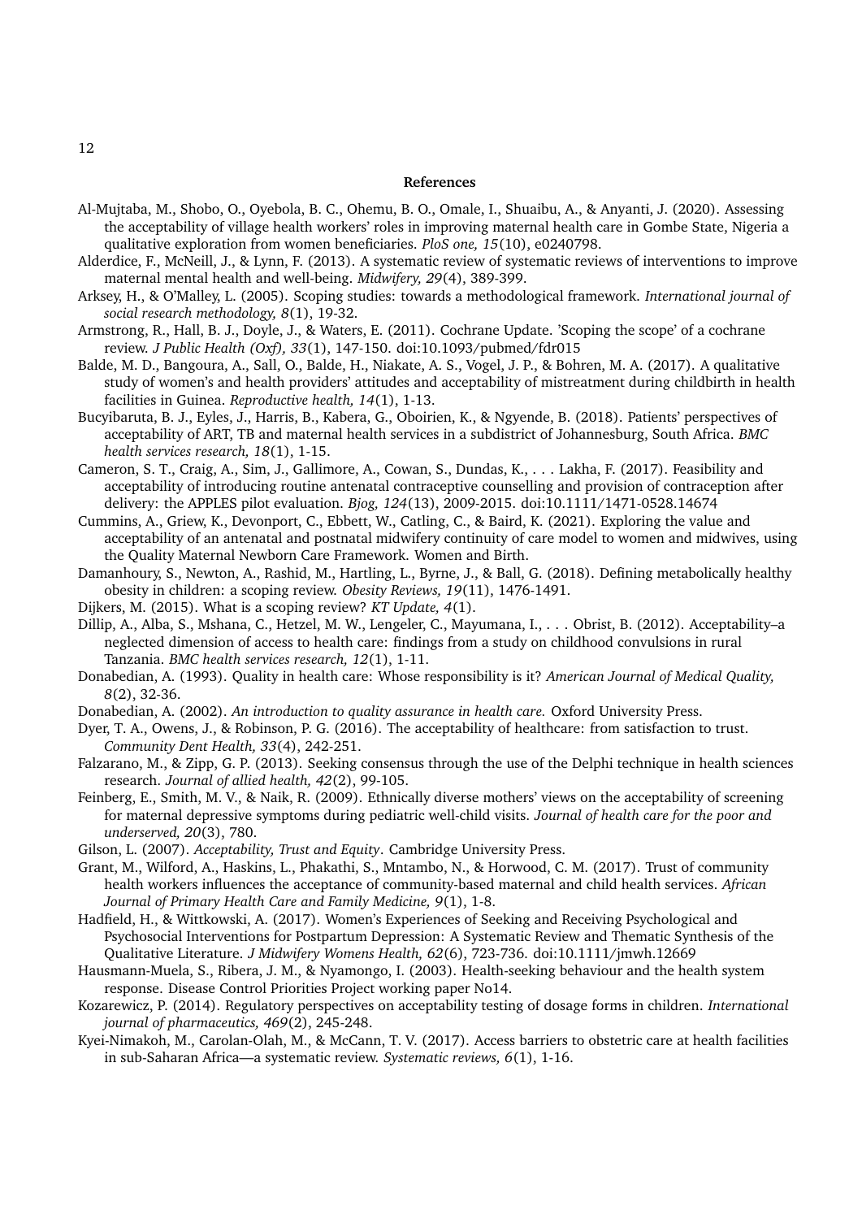## References

Al-Mujtaba, M., Shobo, O., Oyebola, B. C., Ohemu, B. O., Omale, I., Shuaibu, A., & Anyanti, J. (2020). Assessing the acceptability of village health workers' roles in improving maternal health care in Gombe State, Nigeria a qualitative exploration from women beneficiaries. *PloS one, 15*(10), e0240798.

Alderdice, F., McNeill, J., & Lynn, F. (2013). A systematic review of systematic reviews of interventions to improve maternal mental health and well-being. *Midwifery, 29*(4), 389-399.

Arksey, H., & O'Malley, L. (2005). Scoping studies: towards a methodological framework. *International journal of social research methodology, 8*(1), 19-32.

Armstrong, R., Hall, B. J., Doyle, J., & Waters, E. (2011). Cochrane Update. 'Scoping the scope' of a cochrane review. *J Public Health (Oxf), 33*(1), 147-150. doi:10.1093/pubmed/fdr015

Balde, M. D., Bangoura, A., Sall, O., Balde, H., Niakate, A. S., Vogel, J. P., & Bohren, M. A. (2017). A qualitative study of women's and health providers' attitudes and acceptability of mistreatment during childbirth in health facilities in Guinea. *Reproductive health, 14*(1), 1-13.

Bucyibaruta, B. J., Eyles, J., Harris, B., Kabera, G., Oboirien, K., & Ngyende, B. (2018). Patients' perspectives of acceptability of ART, TB and maternal health services in a subdistrict of Johannesburg, South Africa. *BMC health services research, 18*(1), 1-15.

Cameron, S. T., Craig, A., Sim, J., Gallimore, A., Cowan, S., Dundas, K., . . . Lakha, F. (2017). Feasibility and acceptability of introducing routine antenatal contraceptive counselling and provision of contraception after delivery: the APPLES pilot evaluation. *Bjog, 124*(13), 2009-2015. doi:10.1111/1471-0528.14674

Cummins, A., Griew, K., Devonport, C., Ebbett, W., Catling, C., & Baird, K. (2021). Exploring the value and acceptability of an antenatal and postnatal midwifery continuity of care model to women and midwives, using the Quality Maternal Newborn Care Framework. Women and Birth.

Damanhoury, S., Newton, A., Rashid, M., Hartling, L., Byrne, J., & Ball, G. (2018). Defining metabolically healthy obesity in children: a scoping review. *Obesity Reviews, 19*(11), 1476-1491.

Dijkers, M. (2015). What is a scoping review? *KT Update, 4*(1).

Dillip, A., Alba, S., Mshana, C., Hetzel, M. W., Lengeler, C., Mayumana, I., . . . Obrist, B. (2012). Acceptability–a neglected dimension of access to health care: findings from a study on childhood convulsions in rural Tanzania. *BMC health services research, 12*(1), 1-11.

Donabedian, A. (1993). Quality in health care: Whose responsibility is it? *American Journal of Medical Quality, 8*(2), 32-36.

Donabedian, A. (2002). *An introduction to quality assurance in health care.* Oxford University Press.

Dyer, T. A., Owens, J., & Robinson, P. G. (2016). The acceptability of healthcare: from satisfaction to trust. *Community Dent Health, 33*(4), 242-251.

Falzarano, M., & Zipp, G. P. (2013). Seeking consensus through the use of the Delphi technique in health sciences research. *Journal of allied health, 42*(2), 99-105.

Feinberg, E., Smith, M. V., & Naik, R. (2009). Ethnically diverse mothers' views on the acceptability of screening for maternal depressive symptoms during pediatric well-child visits. *Journal of health care for the poor and underserved, 20*(3), 780.

Gilson, L. (2007). *Acceptability, Trust and Equity*. Cambridge University Press.

Grant, M., Wilford, A., Haskins, L., Phakathi, S., Mntambo, N., & Horwood, C. M. (2017). Trust of community health workers influences the acceptance of community-based maternal and child health services. *African Journal of Primary Health Care and Family Medicine, 9*(1), 1-8.

Hadfield, H., & Wittkowski, A. (2017). Women's Experiences of Seeking and Receiving Psychological and Psychosocial Interventions for Postpartum Depression: A Systematic Review and Thematic Synthesis of the Qualitative Literature. *J Midwifery Womens Health, 62*(6), 723-736. doi:10.1111/jmwh.12669

Hausmann-Muela, S., Ribera, J. M., & Nyamongo, I. (2003). Health-seeking behaviour and the health system response. Disease Control Priorities Project working paper No14.

Kozarewicz, P. (2014). Regulatory perspectives on acceptability testing of dosage forms in children. *International journal of pharmaceutics, 469*(2), 245-248.

Kyei-Nimakoh, M., Carolan-Olah, M., & McCann, T. V. (2017). Access barriers to obstetric care at health facilities in sub-Saharan Africa—a systematic review. *Systematic reviews, 6*(1), 1-16.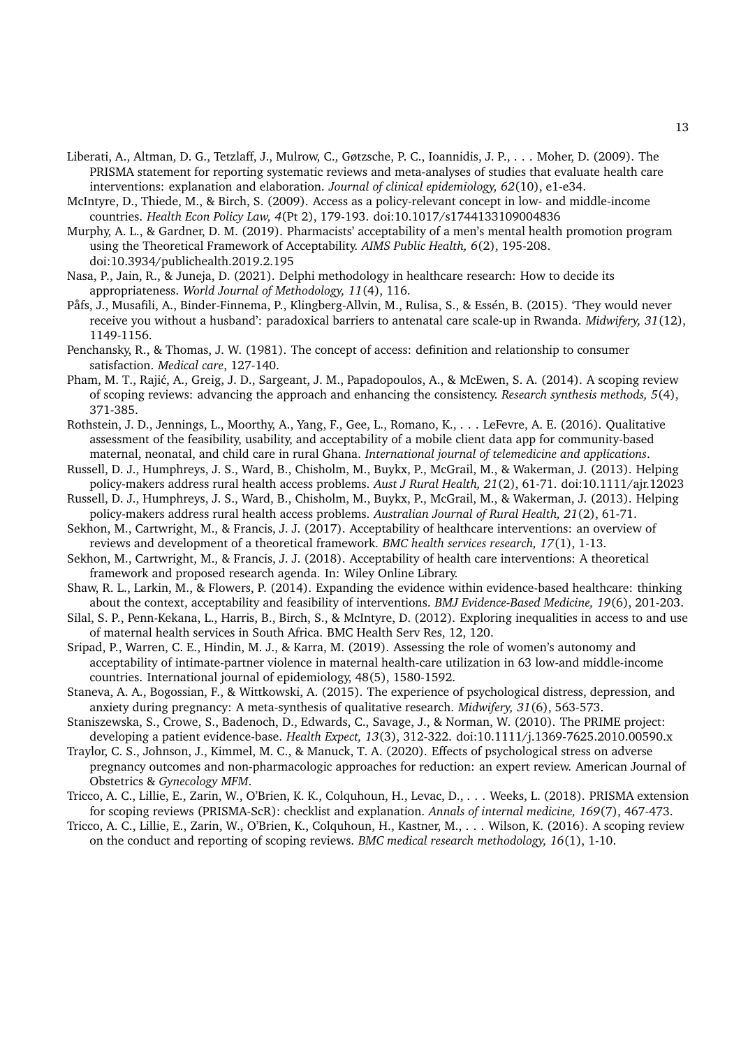Liberati, A., Altman, D. G., Tetzlaff, J., Mulrow, C., Gøtzsche, P. C., Ioannidis, J. P., . . . Moher, D. (2009). The PRISMA statement for reporting systematic reviews and meta-analyses of studies that evaluate health care interventions: explanation and elaboration. *Journal of clinical epidemiology, 62*(10), e1-e34.

McIntyre, D., Thiede, M., & Birch, S. (2009). Access as a policy-relevant concept in low- and middle-income countries. *Health Econ Policy Law, 4*(Pt 2), 179-193. doi:10.1017/s1744133109004836

Murphy, A. L., & Gardner, D. M. (2019). Pharmacists' acceptability of a men's mental health promotion program using the Theoretical Framework of Acceptability. *AIMS Public Health, 6*(2), 195-208. doi:10.3934/publichealth.2019.2.195

Nasa, P., Jain, R., & Juneja, D. (2021). Delphi methodology in healthcare research: How to decide its appropriateness. *World Journal of Methodology, 11*(4), 116.

Påfs, J., Musafili, A., Binder-Finnema, P., Klingberg-Allvin, M., Rulisa, S., & Essén, B. (2015). 'They would never receive you without a husband': paradoxical barriers to antenatal care scale-up in Rwanda. *Midwifery, 31*(12), 1149-1156.

Penchansky, R., & Thomas, J. W. (1981). The concept of access: definition and relationship to consumer satisfaction. *Medical care*, 127-140.

Pham, M. T., Rajić, A., Greig, J. D., Sargeant, J. M., Papadopoulos, A., & McEwen, S. A. (2014). A scoping review of scoping reviews: advancing the approach and enhancing the consistency. *Research synthesis methods, 5*(4), 371-385.

Rothstein, J. D., Jennings, L., Moorthy, A., Yang, F., Gee, L., Romano, K., . . . LeFevre, A. E. (2016). Qualitative assessment of the feasibility, usability, and acceptability of a mobile client data app for community-based maternal, neonatal, and child care in rural Ghana. *International journal of telemedicine and applications*.

Russell, D. J., Humphreys, J. S., Ward, B., Chisholm, M., Buykx, P., McGrail, M., & Wakerman, J. (2013). Helping policy-makers address rural health access problems. *Aust J Rural Health, 21*(2), 61-71. doi:10.1111/ajr.12023

Russell, D. J., Humphreys, J. S., Ward, B., Chisholm, M., Buykx, P., McGrail, M., & Wakerman, J. (2013). Helping policy-makers address rural health access problems. *Australian Journal of Rural Health, 21*(2), 61-71.

Sekhon, M., Cartwright, M., & Francis, J. J. (2017). Acceptability of healthcare interventions: an overview of reviews and development of a theoretical framework. *BMC health services research, 17*(1), 1-13.

Sekhon, M., Cartwright, M., & Francis, J. J. (2018). Acceptability of health care interventions: A theoretical framework and proposed research agenda. In: Wiley Online Library.

Shaw, R. L., Larkin, M., & Flowers, P. (2014). Expanding the evidence within evidence-based healthcare: thinking about the context, acceptability and feasibility of interventions. *BMJ Evidence-Based Medicine, 19*(6), 201-203.

Silal, S. P., Penn-Kekana, L., Harris, B., Birch, S., & McIntyre, D. (2012). Exploring inequalities in access to and use of maternal health services in South Africa. BMC Health Serv Res, 12, 120.

Sripad, P., Warren, C. E., Hindin, M. J., & Karra, M. (2019). Assessing the role of women's autonomy and acceptability of intimate-partner violence in maternal health-care utilization in 63 low-and middle-income countries. International journal of epidemiology, 48(5), 1580-1592.

Staneva, A. A., Bogossian, F., & Wittkowski, A. (2015). The experience of psychological distress, depression, and anxiety during pregnancy: A meta-synthesis of qualitative research. *Midwifery, 31*(6), 563-573.

Staniszewska, S., Crowe, S., Badenoch, D., Edwards, C., Savage, J., & Norman, W. (2010). The PRIME project: developing a patient evidence-base. *Health Expect, 13*(3), 312-322. doi:10.1111/j.1369-7625.2010.00590.x

Traylor, C. S., Johnson, J., Kimmel, M. C., & Manuck, T. A. (2020). Effects of psychological stress on adverse pregnancy outcomes and non-pharmacologic approaches for reduction: an expert review. American Journal of Obstetrics & *Gynecology MFM*.

Tricco, A. C., Lillie, E., Zarin, W., O'Brien, K. K., Colquhoun, H., Levac, D., . . . Weeks, L. (2018). PRISMA extension for scoping reviews (PRISMA-ScR): checklist and explanation. *Annals of internal medicine, 169*(7), 467-473.

Tricco, A. C., Lillie, E., Zarin, W., O'Brien, K., Colquhoun, H., Kastner, M., . . . Wilson, K. (2016). A scoping review on the conduct and reporting of scoping reviews. *BMC medical research methodology, 16*(1), 1-10.